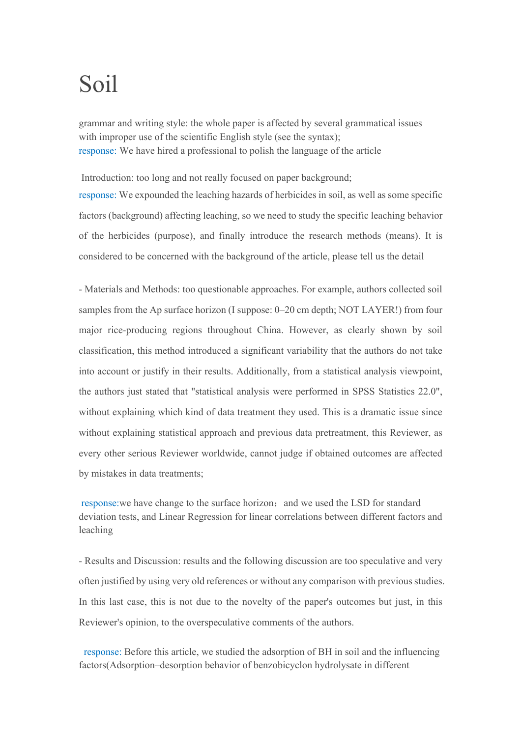# Soil

grammar and writing style: the whole paper is affected by several grammatical issues with improper use of the scientific English style (see the syntax);
response: We have hired a professional to polish the language of the article

Introduction: too long and not really focused on paper background;
response: We expounded the leaching hazards of herbicides in soil, as well as some specific factors (background) affecting leaching, so we need to study the specific leaching behavior of the herbicides (purpose), and finally introduce the research methods (means). It is considered to be concerned with the background of the article, please tell us the detail

- Materials and Methods: too questionable approaches. For example, authors collected soil samples from the Ap surface horizon (I suppose: 0–20 cm depth; NOT LAYER!) from four major rice-producing regions throughout China. However, as clearly shown by soil classification, this method introduced a significant variability that the authors do not take into account or justify in their results. Additionally, from a statistical analysis viewpoint, the authors just stated that "statistical analysis were performed in SPSS Statistics 22.0", without explaining which kind of data treatment they used. This is a dramatic issue since without explaining statistical approach and previous data pretreatment, this Reviewer, as every other serious Reviewer worldwide, cannot judge if obtained outcomes are affected by mistakes in data treatments;

response:we have change to the surface horizon； and we used the LSD for standard deviation tests, and Linear Regression for linear correlations between different factors and leaching

- Results and Discussion: results and the following discussion are too speculative and very often justified by using very old references or without any comparison with previous studies. In this last case, this is not due to the novelty of the paper's outcomes but just, in this Reviewer's opinion, to the overspeculative comments of the authors.

response: Before this article, we studied the adsorption of BH in soil and the influencing factors(Adsorption–desorption behavior of benzobicyclon hydrolysate in different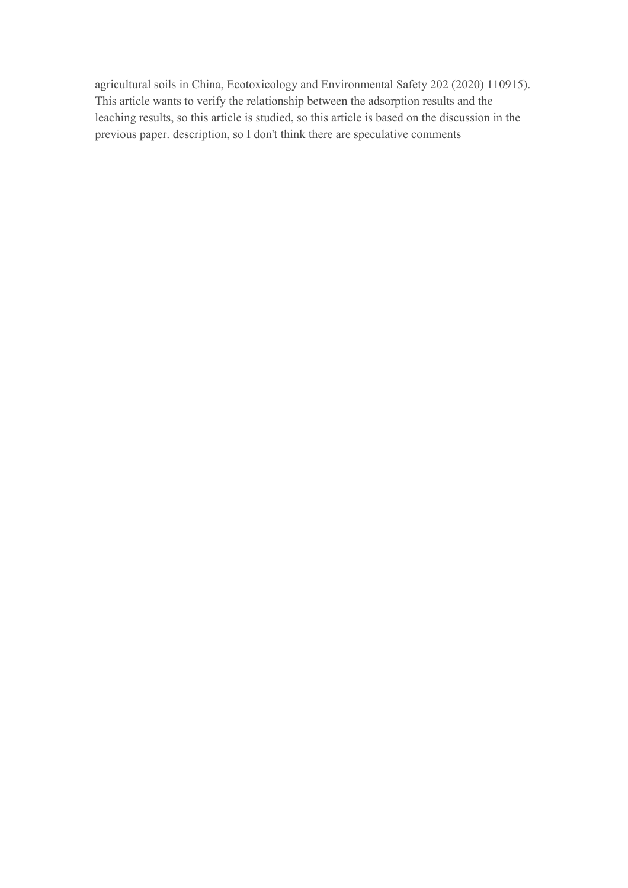agricultural soils in China, Ecotoxicology and Environmental Safety 202 (2020) 110915). This article wants to verify the relationship between the adsorption results and the leaching results, so this article is studied, so this article is based on the discussion in the previous paper. description, so I don't think there are speculative comments